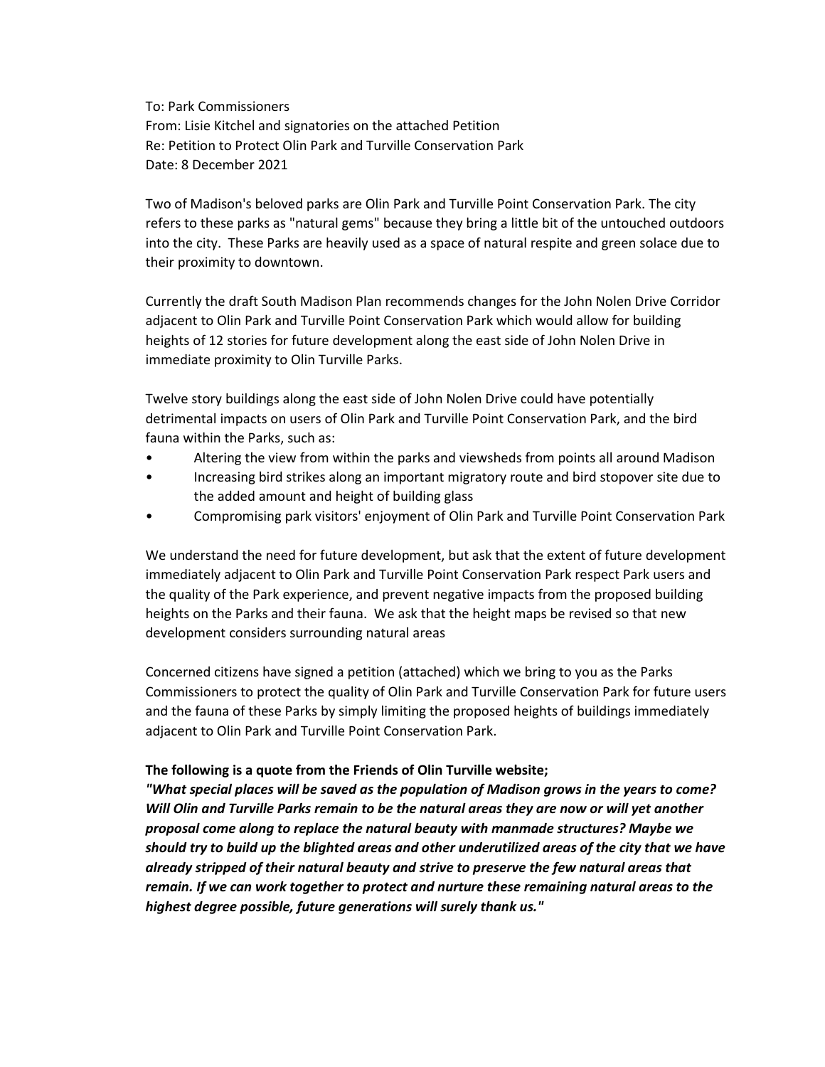To: Park Commissioners
From: Lisie Kitchel and signatories on the attached Petition
Re: Petition to Protect Olin Park and Turville Conservation Park
Date: 8 December 2021

Two of Madison's beloved parks are Olin Park and Turville Point Conservation Park. The city refers to these parks as "natural gems" because they bring a little bit of the untouched outdoors into the city. These Parks are heavily used as a space of natural respite and green solace due to their proximity to downtown.

Currently the draft South Madison Plan recommends changes for the John Nolen Drive Corridor adjacent to Olin Park and Turville Point Conservation Park which would allow for building heights of 12 stories for future development along the east side of John Nolen Drive in immediate proximity to Olin Turville Parks.

Twelve story buildings along the east side of John Nolen Drive could have potentially detrimental impacts on users of Olin Park and Turville Point Conservation Park, and the bird fauna within the Parks, such as:

- Altering the view from within the parks and viewsheds from points all around Madison
- Increasing bird strikes along an important migratory route and bird stopover site due to the added amount and height of building glass
- Compromising park visitors' enjoyment of Olin Park and Turville Point Conservation Park

We understand the need for future development, but ask that the extent of future development immediately adjacent to Olin Park and Turville Point Conservation Park respect Park users and the quality of the Park experience, and prevent negative impacts from the proposed building heights on the Parks and their fauna. We ask that the height maps be revised so that new development considers surrounding natural areas

Concerned citizens have signed a petition (attached) which we bring to you as the Parks Commissioners to protect the quality of Olin Park and Turville Conservation Park for future users and the fauna of these Parks by simply limiting the proposed heights of buildings immediately adjacent to Olin Park and Turville Point Conservation Park.

**The following is a quote from the Friends of Olin Turville website;**

***"What special places will be saved as the population of Madison grows in the years to come? Will Olin and Turville Parks remain to be the natural areas they are now or will yet another proposal come along to replace the natural beauty with manmade structures? Maybe we should try to build up the blighted areas and other underutilized areas of the city that we have already stripped of their natural beauty and strive to preserve the few natural areas that remain. If we can work together to protect and nurture these remaining natural areas to the highest degree possible, future generations will surely thank us."***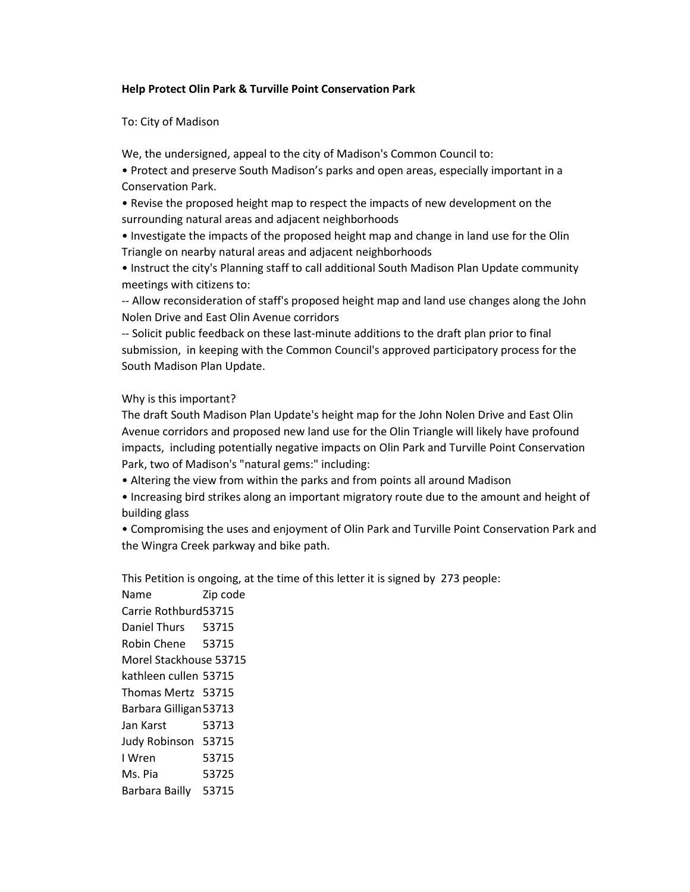**Help Protect Olin Park & Turville Point Conservation Park**

To: City of Madison

We, the undersigned, appeal to the city of Madison's Common Council to:

- Protect and preserve South Madison's parks and open areas, especially important in a Conservation Park.
- Revise the proposed height map to respect the impacts of new development on the surrounding natural areas and adjacent neighborhoods
- Investigate the impacts of the proposed height map and change in land use for the Olin Triangle on nearby natural areas and adjacent neighborhoods
- Instruct the city's Planning staff to call additional South Madison Plan Update community meetings with citizens to:

-- Allow reconsideration of staff's proposed height map and land use changes along the John Nolen Drive and East Olin Avenue corridors

-- Solicit public feedback on these last-minute additions to the draft plan prior to final submission, in keeping with the Common Council's approved participatory process for the South Madison Plan Update.

Why is this important?

The draft South Madison Plan Update's height map for the John Nolen Drive and East Olin Avenue corridors and proposed new land use for the Olin Triangle will likely have profound impacts, including potentially negative impacts on Olin Park and Turville Point Conservation Park, two of Madison's "natural gems:" including:

- Altering the view from within the parks and from points all around Madison
- Increasing bird strikes along an important migratory route due to the amount and height of building glass
- Compromising the uses and enjoyment of Olin Park and Turville Point Conservation Park and the Wingra Creek parkway and bike path.

This Petition is ongoing, at the time of this letter it is signed by 273 people:

| Name | Zip code |
| --- | --- |
| Carrie Rothburd | 53715 |
| Daniel Thurs | 53715 |
| Robin Chene | 53715 |
| Morel Stackhouse | 53715 |
| kathleen cullen | 53715 |
| Thomas Mertz | 53715 |
| Barbara Gilligan | 53713 |
| Jan Karst | 53713 |
| Judy Robinson | 53715 |
| I Wren | 53715 |
| Ms. Pia | 53725 |
| Barbara Bailly | 53715 |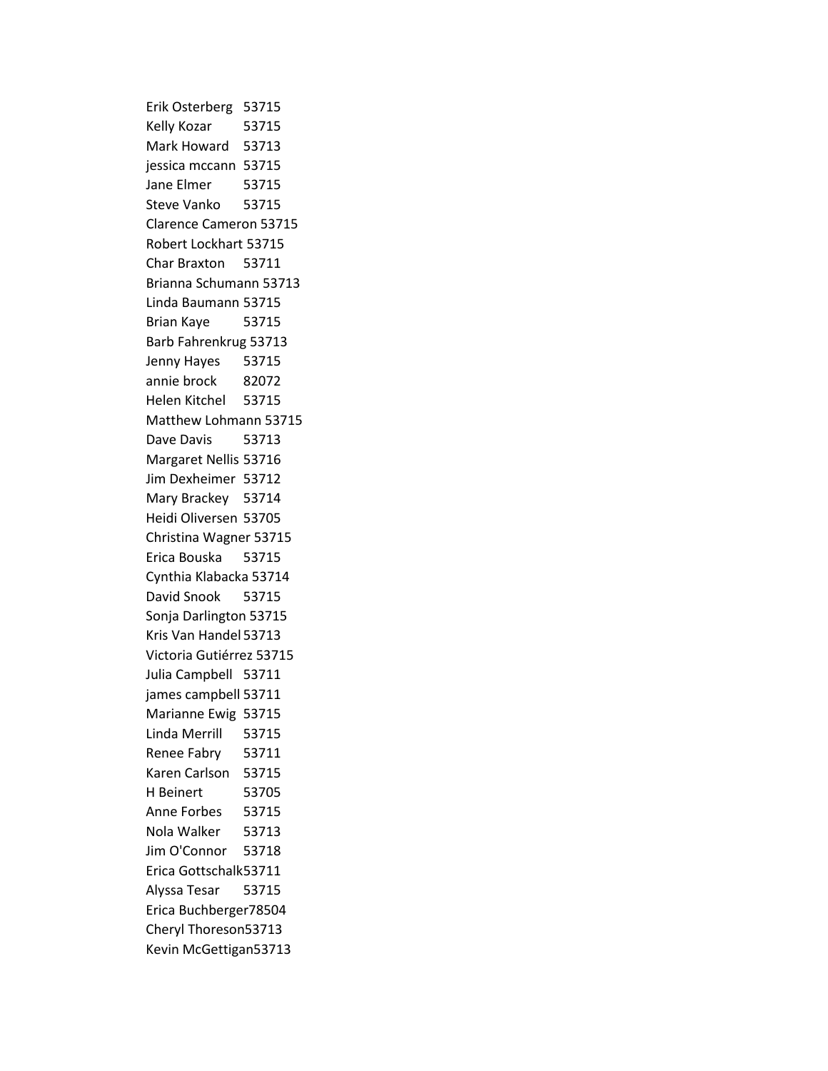| | |
|---|---|
| Erik Osterberg | 53715 |
| Kelly Kozar | 53715 |
| Mark Howard | 53713 |
| jessica mccann | 53715 |
| Jane Elmer | 53715 |
| Steve Vanko | 53715 |
| Clarence Cameron | 53715 |
| Robert Lockhart | 53715 |
| Char Braxton | 53711 |
| Brianna Schumann | 53713 |
| Linda Baumann | 53715 |
| Brian Kaye | 53715 |
| Barb Fahrenkrug | 53713 |
| Jenny Hayes | 53715 |
| annie brock | 82072 |
| Helen Kitchel | 53715 |
| Matthew Lohmann | 53715 |
| Dave Davis | 53713 |
| Margaret Nellis | 53716 |
| Jim Dexheimer | 53712 |
| Mary Brackey | 53714 |
| Heidi Oliversen | 53705 |
| Christina Wagner | 53715 |
| Erica Bouska | 53715 |
| Cynthia Klabacka | 53714 |
| David Snook | 53715 |
| Sonja Darlington | 53715 |
| Kris Van Handel | 53713 |
| Victoria Gutiérrez | 53715 |
| Julia Campbell | 53711 |
| james campbell | 53711 |
| Marianne Ewig | 53715 |
| Linda Merrill | 53715 |
| Renee Fabry | 53711 |
| Karen Carlson | 53715 |
| H Beinert | 53705 |
| Anne Forbes | 53715 |
| Nola Walker | 53713 |
| Jim O'Connor | 53718 |
| Erica Gottschalk | 53711 |
| Alyssa Tesar | 53715 |
| Erica Buchberger | 78504 |
| Cheryl Thoreson | 53713 |
| Kevin McGettigan | 53713 |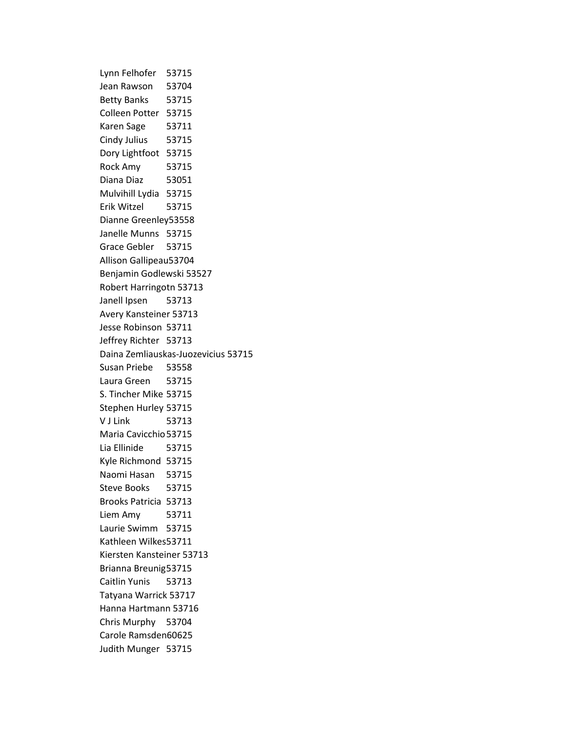Lynn Felhofer 53715
Jean Rawson 53704
Betty Banks 53715
Colleen Potter 53715
Karen Sage 53711
Cindy Julius 53715
Dory Lightfoot 53715
Rock Amy 53715
Diana Diaz 53051
Mulvihill Lydia 53715
Erik Witzel 53715
Dianne Greenley53558
Janelle Munns 53715
Grace Gebler 53715
Allison Gallipeau53704
Benjamin Godlewski 53527
Robert Harringotn 53713
Janell Ipsen 53713
Avery Kansteiner 53713
Jesse Robinson 53711
Jeffrey Richter 53713
Daina Zemliauskas-Juozevicius 53715
Susan Priebe 53558
Laura Green 53715
S. Tincher Mike 53715
Stephen Hurley 53715
V J Link 53713
Maria Cavicchio53715
Lia Ellinide 53715
Kyle Richmond 53715
Naomi Hasan 53715
Steve Books 53715
Brooks Patricia 53713
Liem Amy 53711
Laurie Swimm 53715
Kathleen Wilkes53711
Kiersten Kansteiner 53713
Brianna Breunig53715
Caitlin Yunis 53713
Tatyana Warrick 53717
Hanna Hartmann 53716
Chris Murphy 53704
Carole Ramsden60625
Judith Munger 53715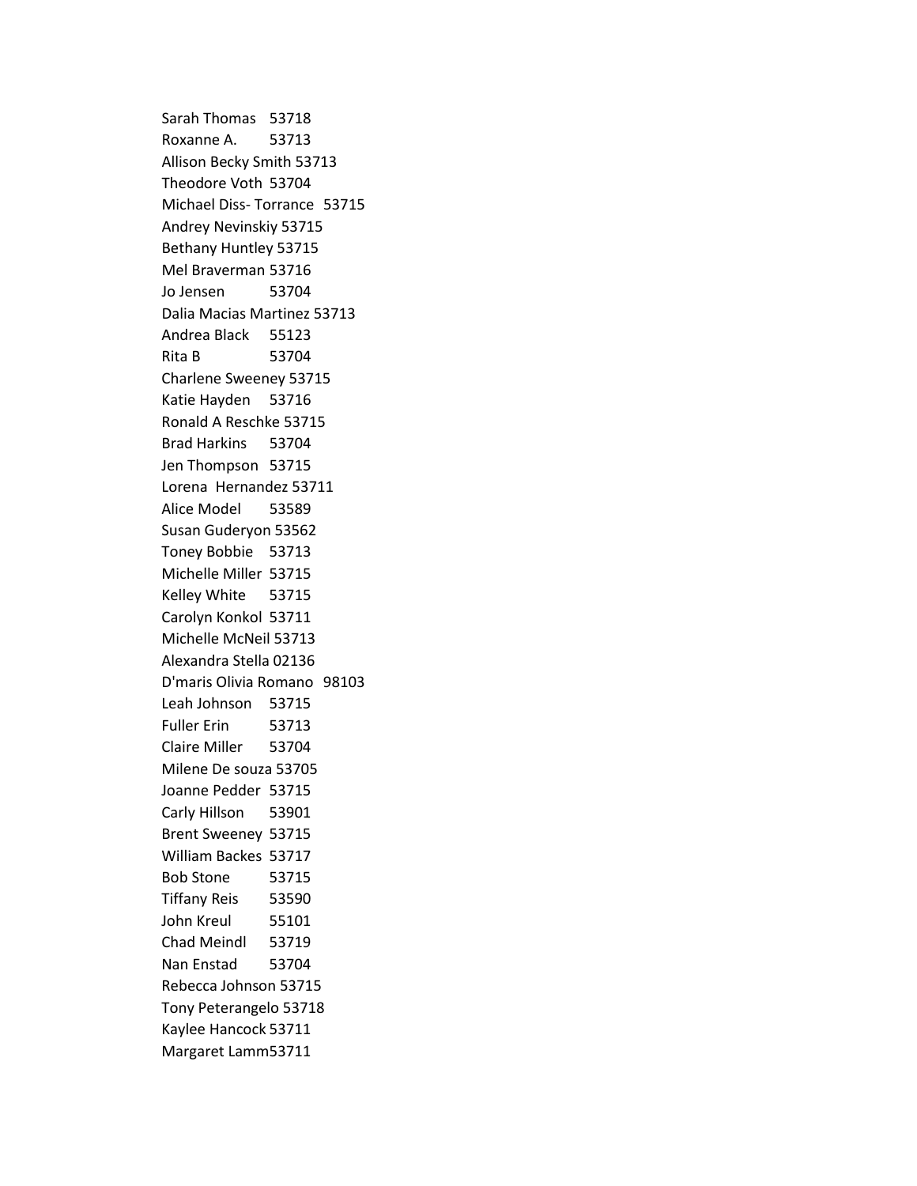Sarah Thomas 53718
Roxanne A. 53713
Allison Becky Smith 53713
Theodore Voth 53704
Michael Diss- Torrance 53715
Andrey Nevinskiy 53715
Bethany Huntley 53715
Mel Braverman 53716
Jo Jensen 53704
Dalia Macias Martinez 53713
Andrea Black 55123
Rita B 53704
Charlene Sweeney 53715
Katie Hayden 53716
Ronald A Reschke 53715
Brad Harkins 53704
Jen Thompson 53715
Lorena Hernandez 53711
Alice Model 53589
Susan Guderyon 53562
Toney Bobbie 53713
Michelle Miller 53715
Kelley White 53715
Carolyn Konkol 53711
Michelle McNeil 53713
Alexandra Stella 02136
D'maris Olivia Romano 98103
Leah Johnson 53715
Fuller Erin 53713
Claire Miller 53704
Milene De souza 53705
Joanne Pedder 53715
Carly Hillson 53901
Brent Sweeney 53715
William Backes 53717
Bob Stone 53715
Tiffany Reis 53590
John Kreul 55101
Chad Meindl 53719
Nan Enstad 53704
Rebecca Johnson 53715
Tony Peterangelo 53718
Kaylee Hancock 53711
Margaret Lamm53711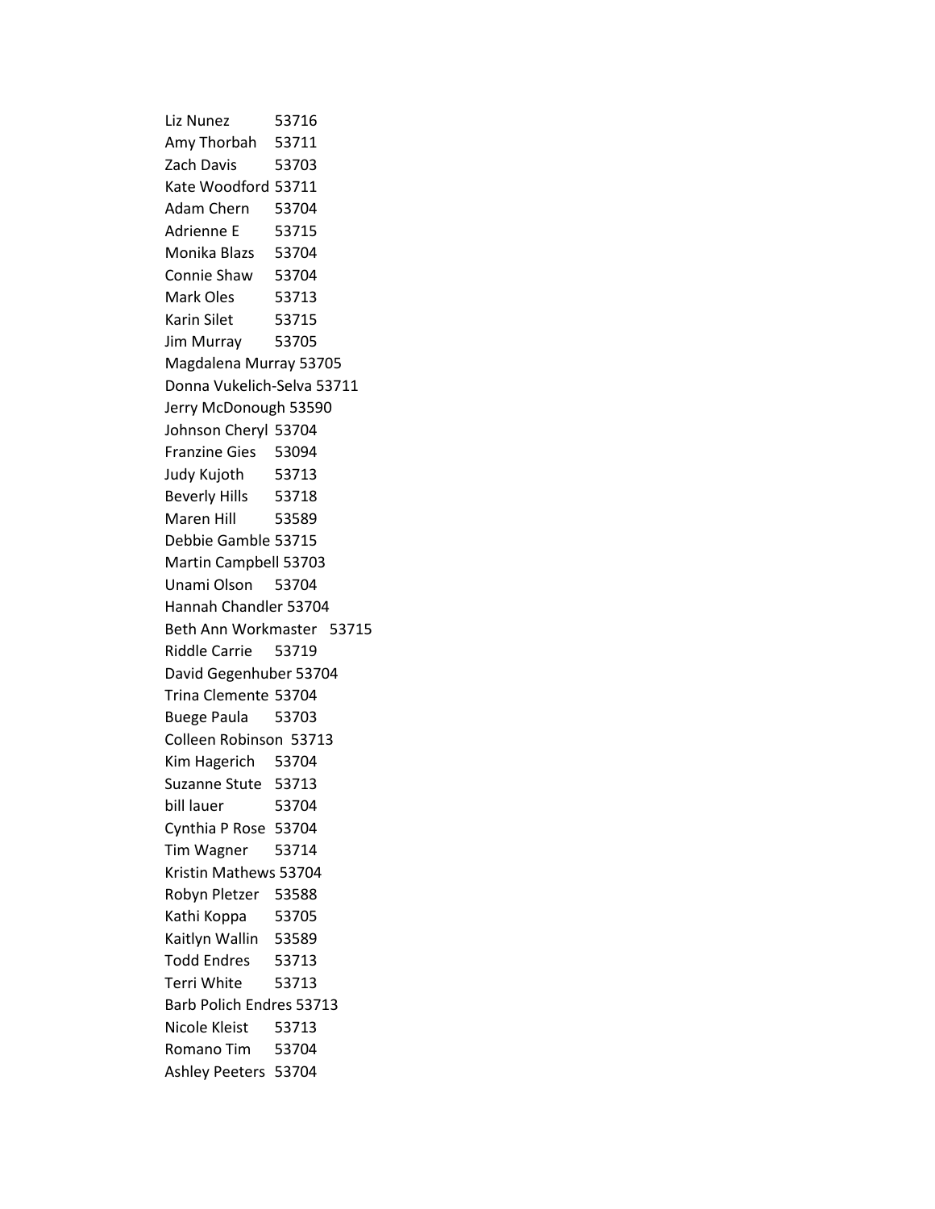Liz Nunez 53716
Amy Thorbah 53711
Zach Davis 53703
Kate Woodford 53711
Adam Chern 53704
Adrienne E 53715
Monika Blazs 53704
Connie Shaw 53704
Mark Oles 53713
Karin Silet 53715
Jim Murray 53705
Magdalena Murray 53705
Donna Vukelich-Selva 53711
Jerry McDonough 53590
Johnson Cheryl 53704
Franzine Gies 53094
Judy Kujoth 53713
Beverly Hills 53718
Maren Hill 53589
Debbie Gamble 53715
Martin Campbell 53703
Unami Olson 53704
Hannah Chandler 53704
Beth Ann Workmaster 53715
Riddle Carrie 53719
David Gegenhuber 53704
Trina Clemente 53704
Buege Paula 53703
Colleen Robinson 53713
Kim Hagerich 53704
Suzanne Stute 53713
bill lauer 53704
Cynthia P Rose 53704
Tim Wagner 53714
Kristin Mathews 53704
Robyn Pletzer 53588
Kathi Koppa 53705
Kaitlyn Wallin 53589
Todd Endres 53713
Terri White 53713
Barb Polich Endres 53713
Nicole Kleist 53713
Romano Tim 53704
Ashley Peeters 53704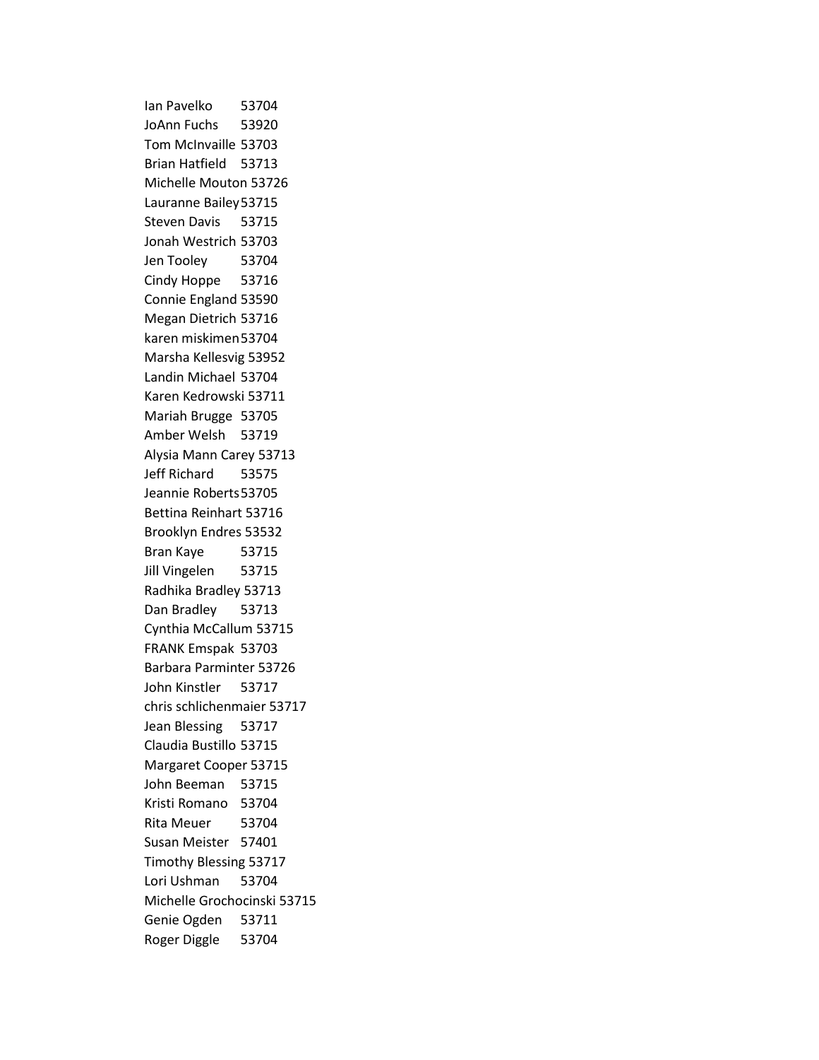Ian Pavelko 53704
JoAnn Fuchs 53920
Tom McInvaille 53703
Brian Hatfield 53713
Michelle Mouton 53726
Lauranne Bailey 53715
Steven Davis 53715
Jonah Westrich 53703
Jen Tooley 53704
Cindy Hoppe 53716
Connie England 53590
Megan Dietrich 53716
karen miskimen 53704
Marsha Kellesvig 53952
Landin Michael 53704
Karen Kedrowski 53711
Mariah Brugge 53705
Amber Welsh 53719
Alysia Mann Carey 53713
Jeff Richard 53575
Jeannie Roberts 53705
Bettina Reinhart 53716
Brooklyn Endres 53532
Bran Kaye 53715
Jill Vingelen 53715
Radhika Bradley 53713
Dan Bradley 53713
Cynthia McCallum 53715
FRANK Emspak 53703
Barbara Parminter 53726
John Kinstler 53717
chris schlichenmaier 53717
Jean Blessing 53717
Claudia Bustillo 53715
Margaret Cooper 53715
John Beeman 53715
Kristi Romano 53704
Rita Meuer 53704
Susan Meister 57401
Timothy Blessing 53717
Lori Ushman 53704
Michelle Grochocinski 53715
Genie Ogden 53711
Roger Diggle 53704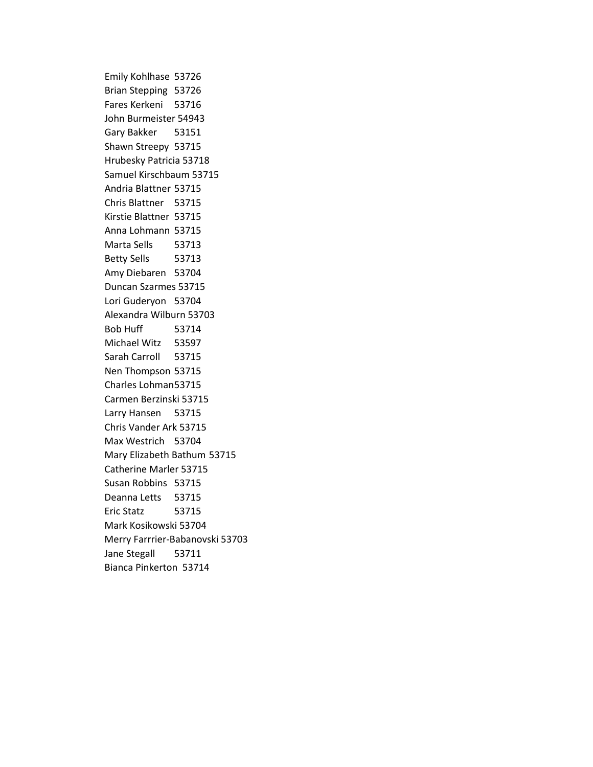Emily Kohlhase 53726
Brian Stepping 53726
Fares Kerkeni 53716
John Burmeister 54943
Gary Bakker 53151
Shawn Streepy 53715
Hrubesky Patricia 53718
Samuel Kirschbaum 53715
Andria Blattner 53715
Chris Blattner 53715
Kirstie Blattner 53715
Anna Lohmann 53715
Marta Sells 53713
Betty Sells 53713
Amy Diebaren 53704
Duncan Szarmes 53715
Lori Guderyon 53704
Alexandra Wilburn 53703
Bob Huff 53714
Michael Witz 53597
Sarah Carroll 53715
Nen Thompson 53715
Charles Lohman53715
Carmen Berzinski 53715
Larry Hansen 53715
Chris Vander Ark 53715
Max Westrich 53704
Mary Elizabeth Bathum 53715
Catherine Marler 53715
Susan Robbins 53715
Deanna Letts 53715
Eric Statz 53715
Mark Kosikowski 53704
Merry Farrrier-Babanovski 53703
Jane Stegall 53711
Bianca Pinkerton 53714